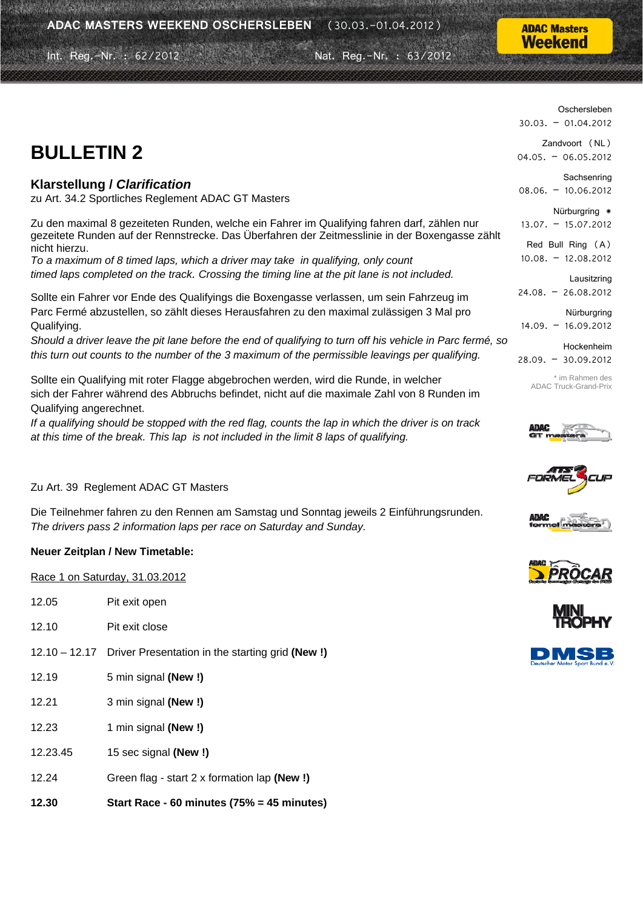ADAC MASTERS WEEKEND OSCHERSLEBEN (30.03.-01.04.2012)

Int. Reg.-Nr. : 62/2012 Nat. Reg.-Nr. : 63/2012

Oschersleben
30.03. – 01.04.2012

Zandvoort (NL)
04.05. – 06.05.2012

Sachsenring
08.06. – 10.06.2012

Nürburgring *
13.07. – 15.07.2012

Red Bull Ring (A)
10.08. – 12.08.2012

Lausitzring
24.08. – 26.08.2012

Nürburgring
14.09. – 16.09.2012

Hockenheim
28.09. – 30.09.2012

* im Rahmen des ADAC Truck-Grand-Prix

# BULLETIN 2

## Klarstellung / *Clarification*

zu Art. 34.2 Sportliches Reglement ADAC GT Masters

Zu den maximal 8 gezeiteten Runden, welche ein Fahrer im Qualifying fahren darf, zählen nur gezeitete Runden auf der Rennstrecke. Das Überfahren der Zeitmesslinie in der Boxengasse zählt nicht hierzu.
*To a maximum of 8 timed laps, which a driver may take in qualifying, only count timed laps completed on the track. Crossing the timing line at the pit lane is not included.*

Sollte ein Fahrer vor Ende des Qualifyings die Boxengasse verlassen, um sein Fahrzeug im Parc Fermé abzustellen, so zählt dieses Herausfahren zu den maximal zulässigen 3 Mal pro Qualifying.
*Should a driver leave the pit lane before the end of qualifying to turn off his vehicle in Parc fermé, so this turn out counts to the number of the 3 maximum of the permissible leavings per qualifying.*

Sollte ein Qualifying mit roter Flagge abgebrochen werden, wird die Runde, in welcher sich der Fahrer während des Abbruchs befindet, nicht auf die maximale Zahl von 8 Runden im Qualifying angerechnet.
*If a qualifying should be stopped with the red flag, counts the lap in which the driver is on track at this time of the break. This lap is not included in the limit 8 laps of qualifying.*

Zu Art. 39 Reglement ADAC GT Masters

Die Teilnehmer fahren zu den Rennen am Samstag und Sonntag jeweils 2 Einführungsrunden.
*The drivers pass 2 information laps per race on Saturday and Sunday.*

**Neuer Zeitplan / New Timetable:**

Race 1 on Saturday, 31.03.2012

| | |
|---|---|
| 12.05 | Pit exit open |
| 12.10 | Pit exit close |
| 12.10 – 12.17 | Driver Presentation in the starting grid **(New !)** |
| 12.19 | 5 min signal **(New !)** |
| 12.21 | 3 min signal **(New !)** |
| 12.23 | 1 min signal **(New !)** |
| 12.23.45 | 15 sec signal **(New !)** |
| 12.24 | Green flag - start 2 x formation lap **(New !)** |
| **12.30** | **Start Race - 60 minutes (75% = 45 minutes)** |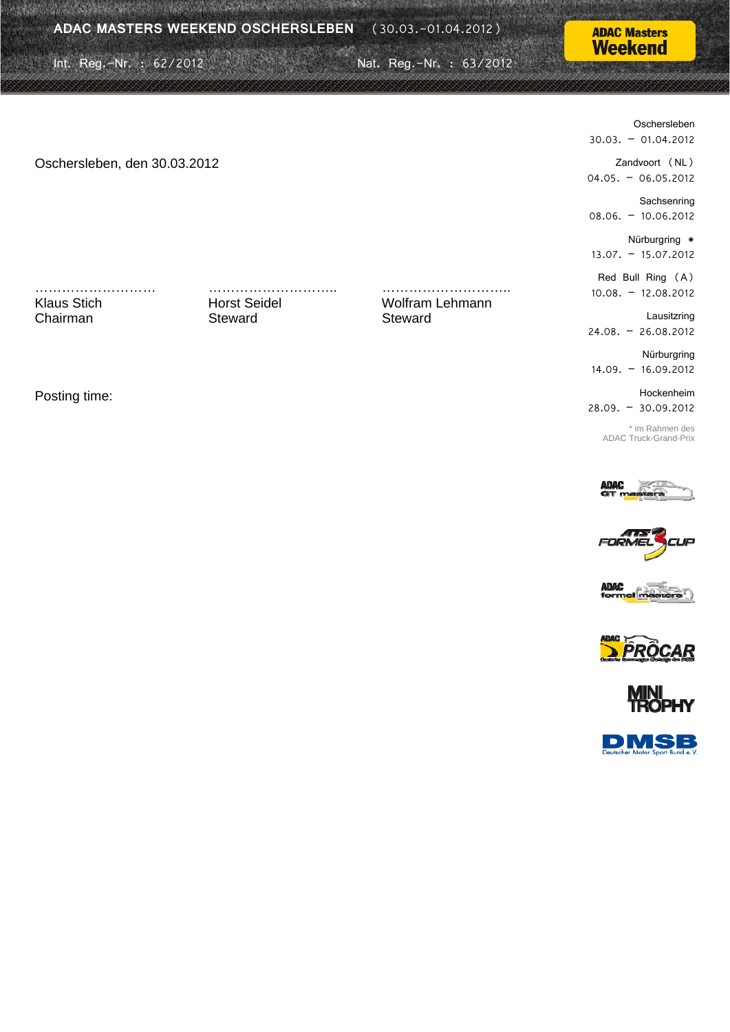Oschersleben, den 30.03.2012

……………………… Klaus Stich
Chairman

……………………….. Horst Seidel
Steward

……………………….. Wolfram Lehmann
Steward

Posting time:

Oschersleben
30.03. – 01.04.2012

Zandvoort (NL)
04.05. – 06.05.2012

Sachsenring
08.06. – 10.06.2012

Nürburgring *
13.07. – 15.07.2012

Red Bull Ring (A)
10.08. – 12.08.2012

Lausitzring
24.08. – 26.08.2012

Nürburgring
14.09. – 16.09.2012

Hockenheim
28.09. – 30.09.2012

* im Rahmen des ADAC Truck-Grand-Prix